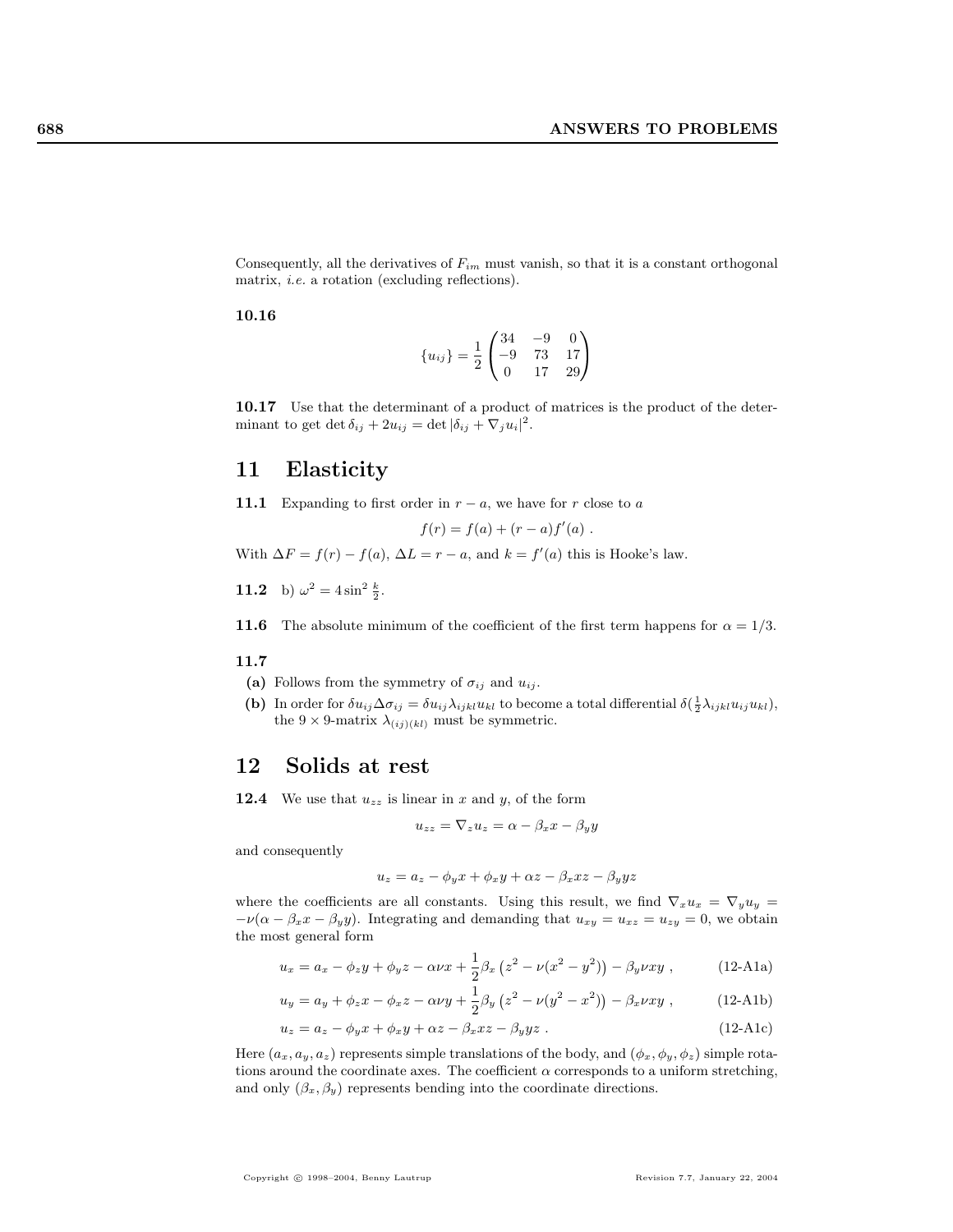Consequently, all the derivatives of $F_{im}$ must vanish, so that it is a constant orthogonal matrix, *i.e.* a rotation (excluding reflections).

**10.16**

$$\{u_{ij}\} = \frac{1}{2}\begin{pmatrix} 34 & -9 & 0 \\ -9 & 73 & 17 \\ 0 & 17 & 29 \end{pmatrix}$$

**10.17** Use that the determinant of a product of matrices is the product of the determinant to get $\det \delta_{ij} + 2u_{ij} = \det |\delta_{ij} + \nabla_j u_i|^2$.

# 11 Elasticity

**11.1** Expanding to first order in $r - a$, we have for $r$ close to $a$

$$f(r) = f(a) + (r - a)f'(a) \; .$$

With $\Delta F = f(r) - f(a)$, $\Delta L = r - a$, and $k = f'(a)$ this is Hooke's law.

**11.2** b) $\omega^2 = 4 \sin^2 \frac{k}{2}$.

**11.6** The absolute minimum of the coefficient of the first term happens for $\alpha = 1/3$.

**11.7**

- **(a)** Follows from the symmetry of $\sigma_{ij}$ and $u_{ij}$.
- **(b)** In order for $\delta u_{ij} \Delta\sigma_{ij} = \delta u_{ij} \lambda_{ijkl} u_{kl}$ to become a total differential $\delta(\frac{1}{2}\lambda_{ijkl}u_{ij}u_{kl})$, the $9 \times 9$-matrix $\lambda_{(ij)(kl)}$ must be symmetric.

# 12 Solids at rest

**12.4** We use that $u_{zz}$ is linear in $x$ and $y$, of the form

$$u_{zz} = \nabla_z u_z = \alpha - \beta_x x - \beta_y y$$

and consequently

$$u_z = a_z - \phi_y x + \phi_x y + \alpha z - \beta_x xz - \beta_y yz$$

where the coefficients are all constants. Using this result, we find $\nabla_x u_x = \nabla_y u_y = -\nu(\alpha - \beta_x x - \beta_y y)$. Integrating and demanding that $u_{xy} = u_{xz} = u_{zy} = 0$, we obtain the most general form

$$u_x = a_x - \phi_z y + \phi_y z - \alpha\nu x + \frac{1}{2}\beta_x \left(z^2 - \nu(x^2 - y^2)\right) - \beta_y \nu xy \; , \qquad \text{(12-A1a)}$$

$$u_y = a_y + \phi_z x - \phi_x z - \alpha\nu y + \frac{1}{2}\beta_y \left(z^2 - \nu(y^2 - x^2)\right) - \beta_x \nu xy \; , \qquad \text{(12-A1b)}$$

$$u_z = a_z - \phi_y x + \phi_x y + \alpha z - \beta_x xz - \beta_y yz \; . \qquad \text{(12-A1c)}$$

Here $(a_x, a_y, a_z)$ represents simple translations of the body, and $(\phi_x, \phi_y, \phi_z)$ simple rotations around the coordinate axes. The coefficient $\alpha$ corresponds to a uniform stretching, and only $(\beta_x, \beta_y)$ represents bending into the coordinate directions.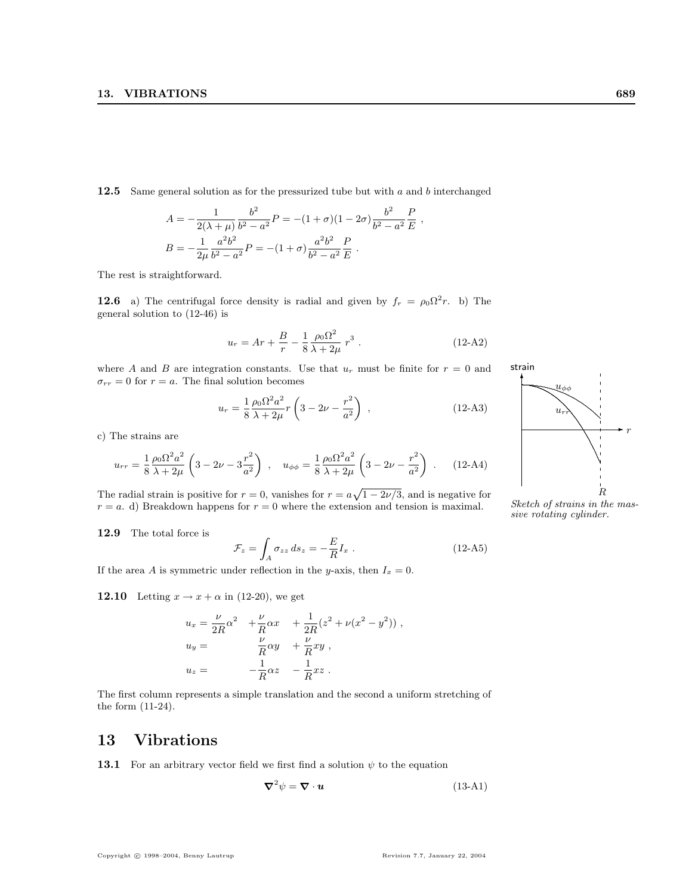**12.5** Same general solution as for the pressurized tube but with $a$ and $b$ interchanged

$$A = -\frac{1}{2(\lambda+\mu)}\frac{b^2}{b^2-a^2}P = -(1+\sigma)(1-2\sigma)\frac{b^2}{b^2-a^2}\frac{P}{E} \ ,$$

$$B = -\frac{1}{2\mu}\frac{a^2b^2}{b^2-a^2}P = -(1+\sigma)\frac{a^2b^2}{b^2-a^2}\frac{P}{E} \ .$$

The rest is straightforward.

**12.6** a) The centrifugal force density is radial and given by $f_r = \rho_0\Omega^2 r$. b) The general solution to (12-46) is

$$u_r = Ar + \frac{B}{r} - \frac{1}{8}\frac{\rho_0\Omega^2}{\lambda+2\mu}\, r^3 \ . \tag{12-A2}$$

where $A$ and $B$ are integration constants. Use that $u_r$ must be finite for $r=0$ and $\sigma_{rr}=0$ for $r=a$. The final solution becomes

$$u_r = \frac{1}{8}\frac{\rho_0\Omega^2 a^2}{\lambda+2\mu} r\left(3 - 2\nu - \frac{r^2}{a^2}\right) \ , \tag{12-A3}$$

c) The strains are

$$u_{rr} = \frac{1}{8}\frac{\rho_0\Omega^2 a^2}{\lambda+2\mu}\left(3-2\nu-3\frac{r^2}{a^2}\right) \ , \quad u_{\phi\phi} = \frac{1}{8}\frac{\rho_0\Omega^2 a^2}{\lambda+2\mu}\left(3-2\nu-\frac{r^2}{a^2}\right) \ . \tag{12-A4}$$

The radial strain is positive for $r=0$, vanishes for $r = a\sqrt{1-2\nu/3}$, and is negative for $r=a$. d) Breakdown happens for $r=0$ where the extension and tension is maximal.

strain

$u_{\phi\phi}$

$u_{rr}$

$r$

$R$

*Sketch of strains in the massive rotating cylinder.*

**12.9** The total force is

$$\mathcal{F}_z = \int_A \sigma_{zz}\, ds_z = -\frac{E}{R}I_x \ . \tag{12-A5}$$

If the area $A$ is symmetric under reflection in the $y$-axis, then $I_x = 0$.

**12.10** Letting $x \to x + \alpha$ in (12-20), we get

$$\begin{aligned}
u_x &= \frac{\nu}{2R}\alpha^2 \quad + \frac{\nu}{R}\alpha x \quad + \frac{1}{2R}(z^2 + \nu(x^2 - y^2)) \ , \\
u_y &= \qquad\qquad \frac{\nu}{R}\alpha y \quad + \frac{\nu}{R}xy \ , \\
u_z &= \qquad\quad -\frac{1}{R}\alpha z \quad - \frac{1}{R}xz \ .
\end{aligned}$$

The first column represents a simple translation and the second a uniform stretching of the form (11-24).

# 13 Vibrations

**13.1** For an arbitrary vector field we first find a solution $\psi$ to the equation

$$\boldsymbol{\nabla}^2\psi = \boldsymbol{\nabla}\cdot\boldsymbol{u} \tag{13-A1}$$